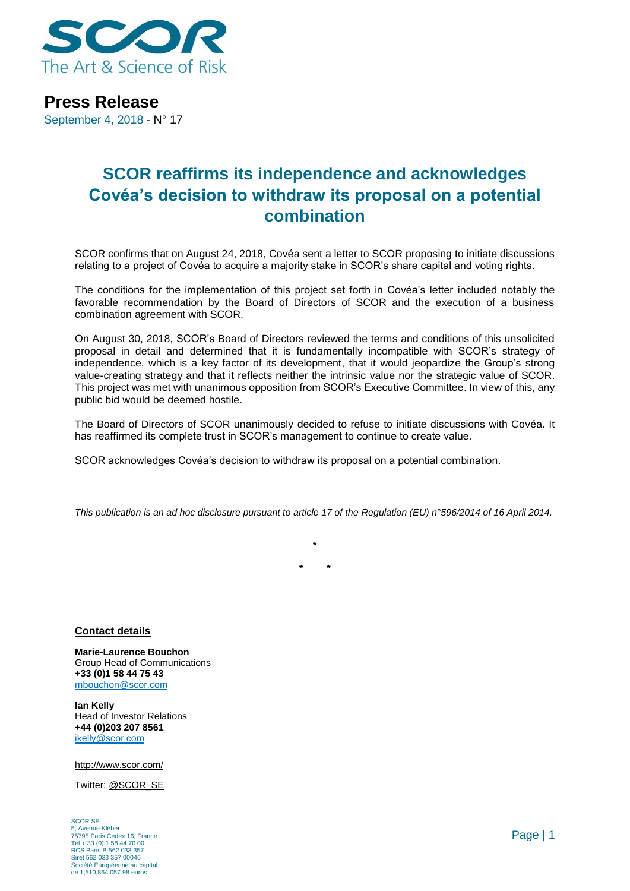SCOR
The Art & Science of Risk

**Press Release**
September 4, 2018 - N° 17

# SCOR reaffirms its independence and acknowledges Covéa's decision to withdraw its proposal on a potential combination

SCOR confirms that on August 24, 2018, Covéa sent a letter to SCOR proposing to initiate discussions relating to a project of Covéa to acquire a majority stake in SCOR's share capital and voting rights.

The conditions for the implementation of this project set forth in Covéa's letter included notably the favorable recommendation by the Board of Directors of SCOR and the execution of a business combination agreement with SCOR.

On August 30, 2018, SCOR's Board of Directors reviewed the terms and conditions of this unsolicited proposal in detail and determined that it is fundamentally incompatible with SCOR's strategy of independence, which is a key factor of its development, that it would jeopardize the Group's strong value-creating strategy and that it reflects neither the intrinsic value nor the strategic value of SCOR. This project was met with unanimous opposition from SCOR's Executive Committee. In view of this, any public bid would be deemed hostile.

The Board of Directors of SCOR unanimously decided to refuse to initiate discussions with Covéa. It has reaffirmed its complete trust in SCOR's management to continue to create value.

SCOR acknowledges Covéa's decision to withdraw its proposal on a potential combination.

*This publication is an ad hoc disclosure pursuant to article 17 of the Regulation (EU) n°596/2014 of 16 April 2014.*

\*

\* \*

**Contact details**

**Marie-Laurence Bouchon**
Group Head of Communications
**+33 (0)1 58 44 75 43**
mbouchon@scor.com

**Ian Kelly**
Head of Investor Relations
**+44 (0)203 207 8561**
ikelly@scor.com

http://www.scor.com/

Twitter: @SCOR_SE

SCOR SE
5, Avenue Kléber
75795 Paris Cedex 16, France
Tél + 33 (0) 1 58 44 70 00
RCS Paris B 562 033 357
Siret 562 033 357 00046
Société Européenne au capital
de 1,510,864,057.98 euros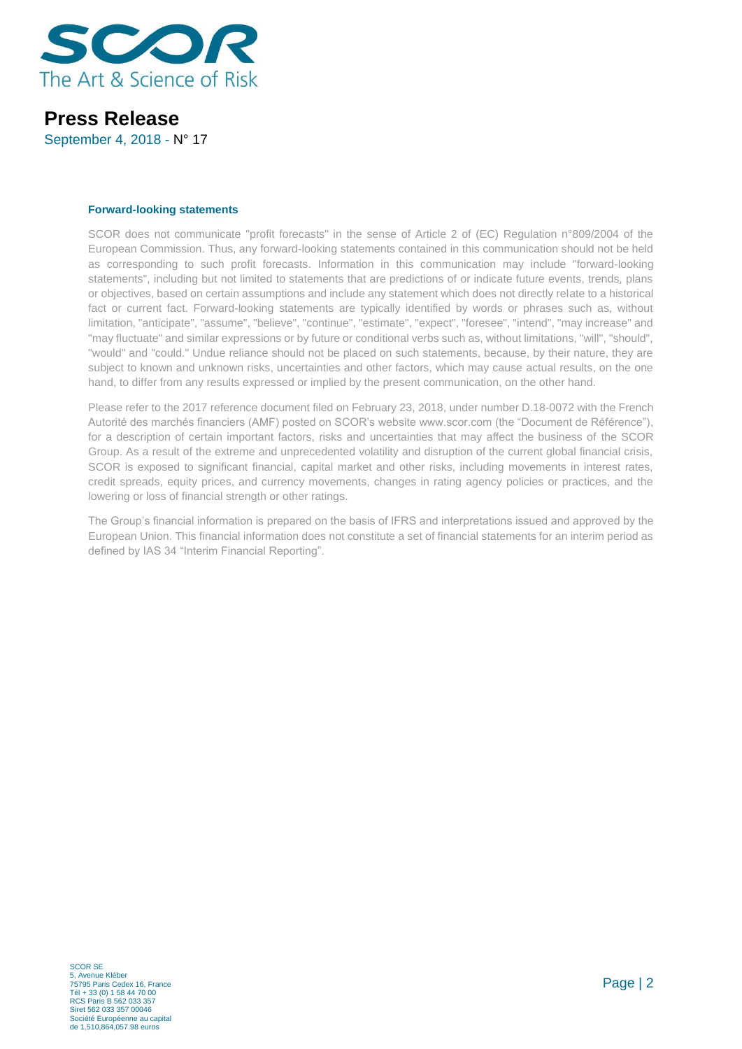### Forward-looking statements

SCOR does not communicate "profit forecasts" in the sense of Article 2 of (EC) Regulation n°809/2004 of the European Commission. Thus, any forward-looking statements contained in this communication should not be held as corresponding to such profit forecasts. Information in this communication may include "forward-looking statements", including but not limited to statements that are predictions of or indicate future events, trends, plans or objectives, based on certain assumptions and include any statement which does not directly relate to a historical fact or current fact. Forward-looking statements are typically identified by words or phrases such as, without limitation, "anticipate", "assume", "believe", "continue", "estimate", "expect", "foresee", "intend", "may increase" and "may fluctuate" and similar expressions or by future or conditional verbs such as, without limitations, "will", "should", "would" and "could." Undue reliance should not be placed on such statements, because, by their nature, they are subject to known and unknown risks, uncertainties and other factors, which may cause actual results, on the one hand, to differ from any results expressed or implied by the present communication, on the other hand.

Please refer to the 2017 reference document filed on February 23, 2018, under number D.18-0072 with the French Autorité des marchés financiers (AMF) posted on SCOR's website www.scor.com (the "Document de Référence"), for a description of certain important factors, risks and uncertainties that may affect the business of the SCOR Group. As a result of the extreme and unprecedented volatility and disruption of the current global financial crisis, SCOR is exposed to significant financial, capital market and other risks, including movements in interest rates, credit spreads, equity prices, and currency movements, changes in rating agency policies or practices, and the lowering or loss of financial strength or other ratings.

The Group's financial information is prepared on the basis of IFRS and interpretations issued and approved by the European Union. This financial information does not constitute a set of financial statements for an interim period as defined by IAS 34 "Interim Financial Reporting".